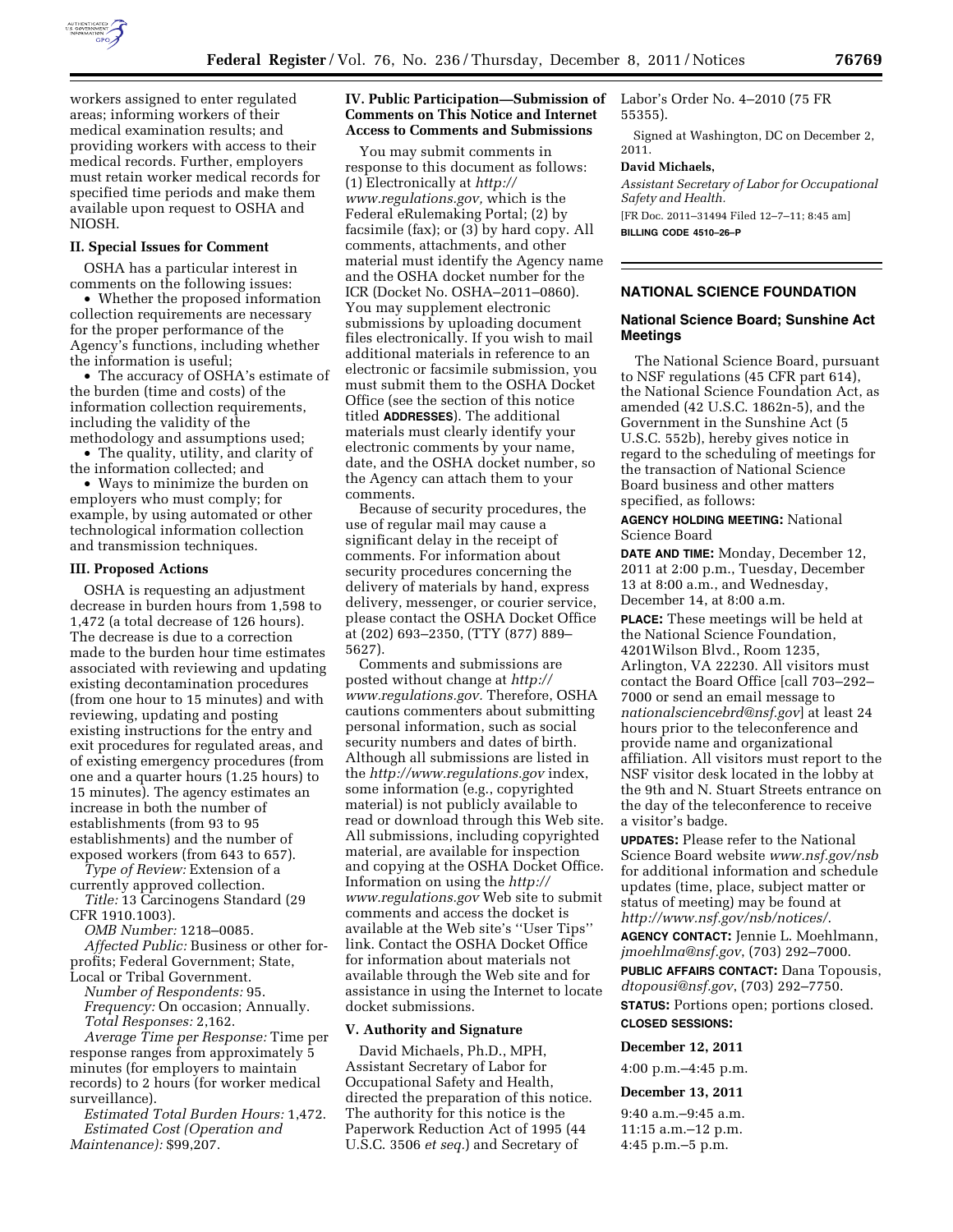workers assigned to enter regulated areas; informing workers of their medical examination results; and providing workers with access to their medical records. Further, employers must retain worker medical records for specified time periods and make them available upon request to OSHA and NIOSH.

### II. Special Issues for Comment

OSHA has a particular interest in comments on the following issues:

- Whether the proposed information collection requirements are necessary for the proper performance of the Agency's functions, including whether the information is useful;
- The accuracy of OSHA's estimate of the burden (time and costs) of the information collection requirements, including the validity of the methodology and assumptions used;
- The quality, utility, and clarity of the information collected; and
- Ways to minimize the burden on employers who must comply; for example, by using automated or other technological information collection and transmission techniques.

### III. Proposed Actions

OSHA is requesting an adjustment decrease in burden hours from 1,598 to 1,472 (a total decrease of 126 hours). The decrease is due to a correction made to the burden hour time estimates associated with reviewing and updating existing decontamination procedures (from one hour to 15 minutes) and with reviewing, updating and posting existing instructions for the entry and exit procedures for regulated areas, and of existing emergency procedures (from one and a quarter hours (1.25 hours) to 15 minutes). The agency estimates an increase in both the number of establishments (from 93 to 95 establishments) and the number of exposed workers (from 643 to 657).

*Type of Review:* Extension of a currently approved collection.

*Title:* 13 Carcinogens Standard (29 CFR 1910.1003).

*OMB Number:* 1218–0085.

*Affected Public:* Business or other for-profits; Federal Government; State, Local or Tribal Government.

*Number of Respondents:* 95.

*Frequency:* On occasion; Annually.

*Total Responses:* 2,162.

*Average Time per Response:* Time per response ranges from approximately 5 minutes (for employers to maintain records) to 2 hours (for worker medical surveillance).

*Estimated Total Burden Hours:* 1,472.

*Estimated Cost (Operation and Maintenance):* $99,207.

### IV. Public Participation—Submission of Comments on This Notice and Internet Access to Comments and Submissions

You may submit comments in response to this document as follows: (1) Electronically at *http://www.regulations.gov,* which is the Federal eRulemaking Portal; (2) by facsimile (fax); or (3) by hard copy. All comments, attachments, and other material must identify the Agency name and the OSHA docket number for the ICR (Docket No. OSHA–2011–0860). You may supplement electronic submissions by uploading document files electronically. If you wish to mail additional materials in reference to an electronic or facsimile submission, you must submit them to the OSHA Docket Office (see the section of this notice titled **ADDRESSES**). The additional materials must clearly identify your electronic comments by your name, date, and the OSHA docket number, so the Agency can attach them to your comments.

Because of security procedures, the use of regular mail may cause a significant delay in the receipt of comments. For information about security procedures concerning the delivery of materials by hand, express delivery, messenger, or courier service, please contact the OSHA Docket Office at (202) 693–2350, (TTY (877) 889–5627).

Comments and submissions are posted without change at *http://www.regulations.gov.* Therefore, OSHA cautions commenters about submitting personal information, such as social security numbers and dates of birth. Although all submissions are listed in the *http://www.regulations.gov* index, some information (e.g., copyrighted material) is not publicly available to read or download through this Web site. All submissions, including copyrighted material, are available for inspection and copying at the OSHA Docket Office. Information on using the *http://www.regulations.gov* Web site to submit comments and access the docket is available at the Web site's ''User Tips'' link. Contact the OSHA Docket Office for information about materials not available through the Web site and for assistance in using the Internet to locate docket submissions.

### V. Authority and Signature

David Michaels, Ph.D., MPH, Assistant Secretary of Labor for Occupational Safety and Health, directed the preparation of this notice. The authority for this notice is the Paperwork Reduction Act of 1995 (44 U.S.C. 3506 *et seq.*) and Secretary of Labor's Order No. 4–2010 (75 FR 55355).

Signed at Washington, DC on December 2, 2011.

**David Michaels,**

*Assistant Secretary of Labor for Occupational Safety and Health.*

[FR Doc. 2011–31494 Filed 12–7–11; 8:45 am]

**BILLING CODE 4510–26–P**

---

## NATIONAL SCIENCE FOUNDATION

### National Science Board; Sunshine Act Meetings

The National Science Board, pursuant to NSF regulations (45 CFR part 614), the National Science Foundation Act, as amended (42 U.S.C. 1862n-5), and the Government in the Sunshine Act (5 U.S.C. 552b), hereby gives notice in regard to the scheduling of meetings for the transaction of National Science Board business and other matters specified, as follows:

**AGENCY HOLDING MEETING:** National Science Board

**DATE AND TIME:** Monday, December 12, 2011 at 2:00 p.m., Tuesday, December 13 at 8:00 a.m., and Wednesday, December 14, at 8:00 a.m.

**PLACE:** These meetings will be held at the National Science Foundation, 4201Wilson Blvd., Room 1235, Arlington, VA 22230. All visitors must contact the Board Office [call 703–292–7000 or send an email message to *nationalsciencebrd@nsf.gov*] at least 24 hours prior to the teleconference and provide name and organizational affiliation. All visitors must report to the NSF visitor desk located in the lobby at the 9th and N. Stuart Streets entrance on the day of the teleconference to receive a visitor's badge.

**UPDATES:** Please refer to the National Science Board website *www.nsf.gov/nsb* for additional information and schedule updates (time, place, subject matter or status of meeting) may be found at *http://www.nsf.gov/nsb/notices/.*

**AGENCY CONTACT:** Jennie L. Moehlmann, *jmoehlma@nsf.gov*, (703) 292–7000.

**PUBLIC AFFAIRS CONTACT:** Dana Topousis, *dtopousi@nsf.gov*, (703) 292–7750.

**STATUS:** Portions open; portions closed.

**CLOSED SESSIONS:**

**December 12, 2011**

4:00 p.m.–4:45 p.m.

**December 13, 2011**

9:40 a.m.–9:45 a.m.
11:15 a.m.–12 p.m.
4:45 p.m.–5 p.m.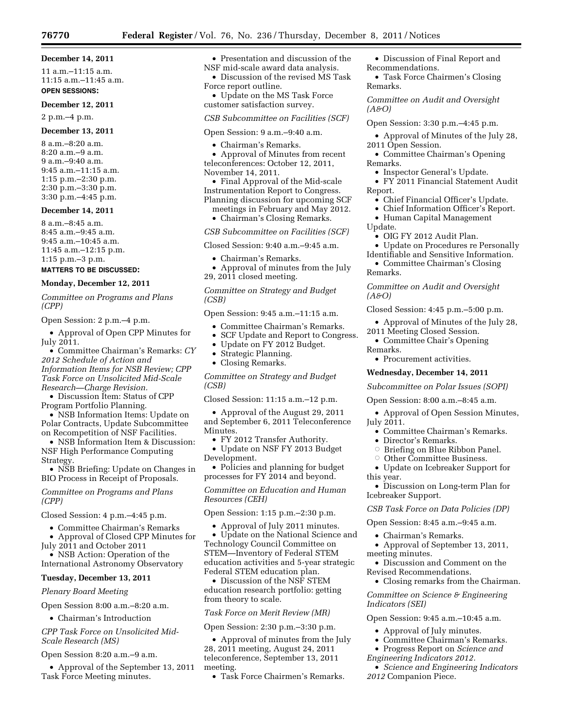**December 14, 2011**

11 a.m.–11:15 a.m.
11:15 a.m.–11:45 a.m.

**OPEN SESSIONS:**

**December 12, 2011**

2 p.m.–4 p.m.

**December 13, 2011**

8 a.m.–8:20 a.m.
8:20 a.m.–9 a.m.
9 a.m.–9:40 a.m.
9:45 a.m.–11:15 a.m.
1:15 p.m.–2:30 p.m.
2:30 p.m.–3:30 p.m.
3:30 p.m.–4:45 p.m.

**December 14, 2011**

8 a.m.–8:45 a.m.
8:45 a.m.–9:45 a.m.
9:45 a.m.–10:45 a.m.
11:45 a.m.–12:15 p.m.
1:15 p.m.–3 p.m.

**MATTERS TO BE DISCUSSED:**

**Monday, December 12, 2011**

*Committee on Programs and Plans (CPP)*

Open Session: 2 p.m.–4 p.m.

- Approval of Open CPP Minutes for July 2011.
- Committee Chairman's Remarks: *CY 2012 Schedule of Action and Information Items for NSB Review; CPP Task Force on Unsolicited Mid-Scale Research—Charge Revision.*
- Discussion Item: Status of CPP Program Portfolio Planning.
- NSB Information Items: Update on Polar Contracts, Update Subcommittee on Recompetition of NSF Facilities.
- NSB Information Item & Discussion: NSF High Performance Computing Strategy.
- NSB Briefing: Update on Changes in BIO Process in Receipt of Proposals.

*Committee on Programs and Plans (CPP)*

Closed Session: 4 p.m.–4:45 p.m.

- Committee Chairman's Remarks
- Approval of Closed CPP Minutes for July 2011 and October 2011
- NSB Action: Operation of the International Astronomy Observatory

**Tuesday, December 13, 2011**

*Plenary Board Meeting*

Open Session 8:00 a.m.–8:20 a.m.

- Chairman's Introduction

*CPP Task Force on Unsolicited Mid-Scale Research (MS)*

Open Session 8:20 a.m.–9 a.m.

- Approval of the September 13, 2011 Task Force Meeting minutes.
- Presentation and discussion of the NSF mid-scale award data analysis.
- Discussion of the revised MS Task Force report outline.
- Update on the MS Task Force customer satisfaction survey.

*CSB Subcommittee on Facilities (SCF)*

Open Session: 9 a.m.–9:40 a.m.

- Chairman's Remarks.
- Approval of Minutes from recent teleconferences: October 12, 2011, November 14, 2011.
- Final Approval of the Mid-scale Instrumentation Report to Congress. Planning discussion for upcoming SCF meetings in February and May 2012.
- Chairman's Closing Remarks.

*CSB Subcommittee on Facilities (SCF)*

Closed Session: 9:40 a.m.–9:45 a.m.

- Chairman's Remarks.
- Approval of minutes from the July 29, 2011 closed meeting.

*Committee on Strategy and Budget (CSB)*

Open Session: 9:45 a.m.–11:15 a.m.

- Committee Chairman's Remarks.
- SCF Update and Report to Congress.
- Update on FY 2012 Budget.
- Strategic Planning.
- Closing Remarks.

*Committee on Strategy and Budget (CSB)*

Closed Session: 11:15 a.m.–12 p.m.

- Approval of the August 29, 2011 and September 6, 2011 Teleconference Minutes.
- FY 2012 Transfer Authority.
- Update on NSF FY 2013 Budget Development.
- Policies and planning for budget processes for FY 2014 and beyond.

*Committee on Education and Human Resources (CEH)*

Open Session: 1:15 p.m.–2:30 p.m.

- Approval of July 2011 minutes.
- Update on the National Science and Technology Council Committee on STEM—Inventory of Federal STEM education activities and 5-year strategic Federal STEM education plan.
- Discussion of the NSF STEM education research portfolio: getting from theory to scale.

*Task Force on Merit Review (MR)*

Open Session: 2:30 p.m.–3:30 p.m.

- Approval of minutes from the July 28, 2011 meeting, August 24, 2011 teleconference, September 13, 2011 meeting.
- Task Force Chairmen's Remarks.
- Discussion of Final Report and Recommendations.
- Task Force Chairmen's Closing Remarks.

*Committee on Audit and Oversight (A&O)*

Open Session: 3:30 p.m.–4:45 p.m.

- Approval of Minutes of the July 28, 2011 Open Session.
- Committee Chairman's Opening Remarks.
- Inspector General's Update.
- FY 2011 Financial Statement Audit Report.
- Chief Financial Officer's Update.
- Chief Information Officer's Report.
- Human Capital Management Update.
- OIG FY 2012 Audit Plan.
- Update on Procedures re Personally Identifiable and Sensitive Information.
- Committee Chairman's Closing Remarks.

*Committee on Audit and Oversight (A&O)*

Closed Session: 4:45 p.m.–5:00 p.m.

- Approval of Minutes of the July 28, 2011 Meeting Closed Session.
- Committee Chair's Opening Remarks.
- Procurement activities.

**Wednesday, December 14, 2011**

*Subcommittee on Polar Issues (SOPI)*

Open Session: 8:00 a.m.–8:45 a.m.

- Approval of Open Session Minutes, July 2011.
- Committee Chairman's Remarks.
- Director's Remarks.
  - Briefing on Blue Ribbon Panel.
  - Other Committee Business.
- Update on Icebreaker Support for this year.
- Discussion on Long-term Plan for Icebreaker Support.

*CSB Task Force on Data Policies (DP)*

Open Session: 8:45 a.m.–9:45 a.m.

- Chairman's Remarks.
- Approval of September 13, 2011, meeting minutes.
- Discussion and Comment on the Revised Recommendations.
- Closing remarks from the Chairman.

*Committee on Science & Engineering Indicators (SEI)*

Open Session: 9:45 a.m.–10:45 a.m.

- Approval of July minutes.
- Committee Chairman's Remarks.
- Progress Report on *Science and Engineering Indicators 2012.*
- *Science and Engineering Indicators 2012* Companion Piece.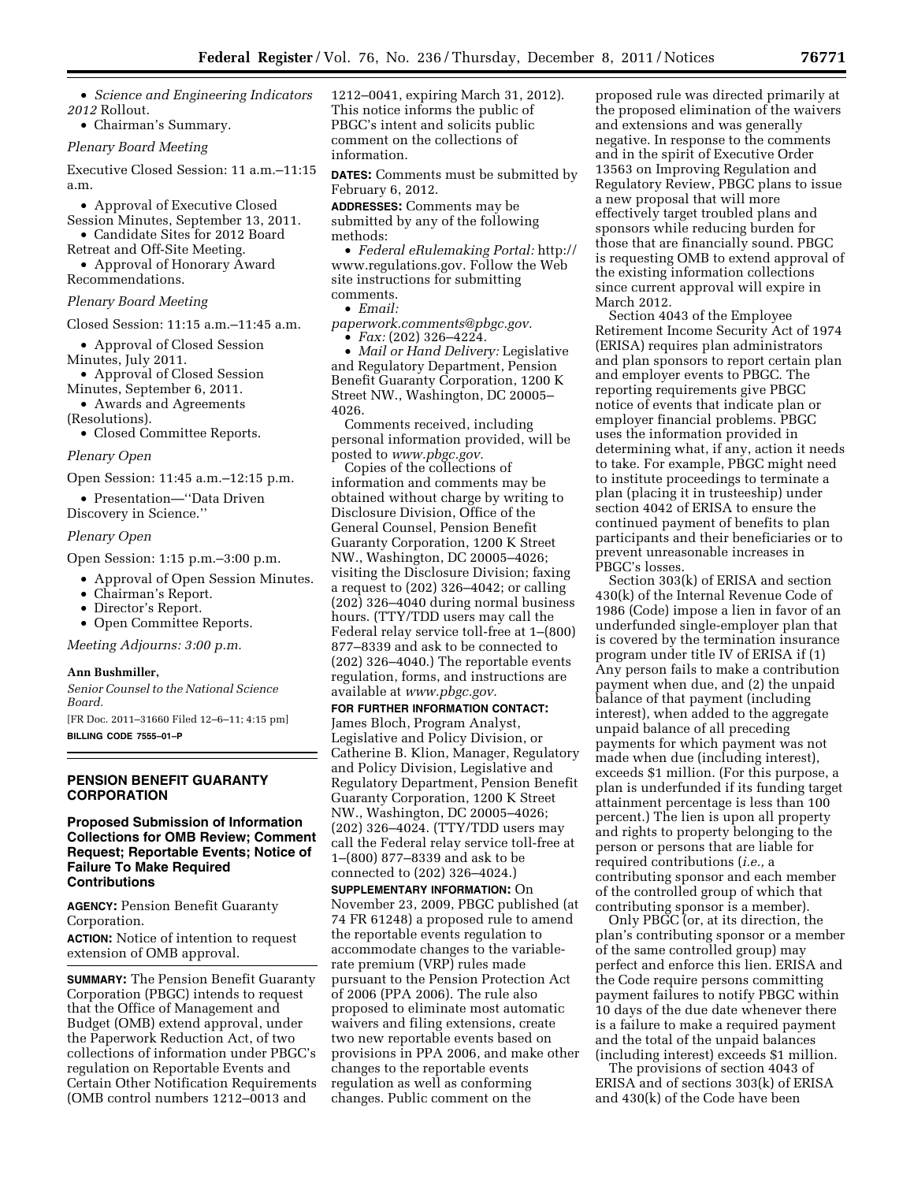- *Science and Engineering Indicators 2012* Rollout.
- Chairman's Summary.

*Plenary Board Meeting*

Executive Closed Session: 11 a.m.–11:15 a.m.

- Approval of Executive Closed Session Minutes, September 13, 2011.
- Candidate Sites for 2012 Board Retreat and Off-Site Meeting.
- Approval of Honorary Award Recommendations.

*Plenary Board Meeting*

Closed Session: 11:15 a.m.–11:45 a.m.

- Approval of Closed Session Minutes, July 2011.
- Approval of Closed Session Minutes, September 6, 2011.
- Awards and Agreements (Resolutions).
- Closed Committee Reports.

*Plenary Open*

Open Session: 11:45 a.m.–12:15 p.m.

- Presentation—''Data Driven Discovery in Science.''

*Plenary Open*

Open Session: 1:15 p.m.–3:00 p.m.

- Approval of Open Session Minutes.
- Chairman's Report.
- Director's Report.
- Open Committee Reports.

*Meeting Adjourns: 3:00 p.m.*

**Ann Bushmiller,**

*Senior Counsel to the National Science Board.*

[FR Doc. 2011–31660 Filed 12–6–11; 4:15 pm]

**BILLING CODE 7555–01–P**

## PENSION BENEFIT GUARANTY CORPORATION

### Proposed Submission of Information Collections for OMB Review; Comment Request; Reportable Events; Notice of Failure To Make Required Contributions

**AGENCY:** Pension Benefit Guaranty Corporation.

**ACTION:** Notice of intention to request extension of OMB approval.

**SUMMARY:** The Pension Benefit Guaranty Corporation (PBGC) intends to request that the Office of Management and Budget (OMB) extend approval, under the Paperwork Reduction Act, of two collections of information under PBGC's regulation on Reportable Events and Certain Other Notification Requirements (OMB control numbers 1212–0013 and 1212–0041, expiring March 31, 2012). This notice informs the public of PBGC's intent and solicits public comment on the collections of information.

**DATES:** Comments must be submitted by February 6, 2012.

**ADDRESSES:** Comments may be submitted by any of the following methods:

- *Federal eRulemaking Portal:* http://www.regulations.gov. Follow the Web site instructions for submitting comments.
- *Email: paperwork.comments@pbgc.gov.*
- *Fax:* (202) 326–4224.
- *Mail or Hand Delivery:* Legislative and Regulatory Department, Pension Benefit Guaranty Corporation, 1200 K Street NW., Washington, DC 20005–4026.

Comments received, including personal information provided, will be posted to *www.pbgc.gov.*

Copies of the collections of information and comments may be obtained without charge by writing to Disclosure Division, Office of the General Counsel, Pension Benefit Guaranty Corporation, 1200 K Street NW., Washington, DC 20005–4026; visiting the Disclosure Division; faxing a request to (202) 326–4042; or calling (202) 326–4040 during normal business hours. (TTY/TDD users may call the Federal relay service toll-free at 1–(800) 877–8339 and ask to be connected to (202) 326–4040.) The reportable events regulation, forms, and instructions are available at *www.pbgc.gov.*

**FOR FURTHER INFORMATION CONTACT:** James Bloch, Program Analyst, Legislative and Policy Division, or Catherine B. Klion, Manager, Regulatory and Policy Division, Legislative and Regulatory Department, Pension Benefit Guaranty Corporation, 1200 K Street NW., Washington, DC 20005–4026; (202) 326–4024. (TTY/TDD users may call the Federal relay service toll-free at 1–(800) 877–8339 and ask to be connected to (202) 326–4024.)

**SUPPLEMENTARY INFORMATION:** On November 23, 2009, PBGC published (at 74 FR 61248) a proposed rule to amend the reportable events regulation to accommodate changes to the variable-rate premium (VRP) rules made pursuant to the Pension Protection Act of 2006 (PPA 2006). The rule also proposed to eliminate most automatic waivers and filing extensions, create two new reportable events based on provisions in PPA 2006, and make other changes to the reportable events regulation as well as conforming changes. Public comment on the proposed rule was directed primarily at the proposed elimination of the waivers and extensions and was generally negative. In response to the comments and in the spirit of Executive Order 13563 on Improving Regulation and Regulatory Review, PBGC plans to issue a new proposal that will more effectively target troubled plans and sponsors while reducing burden for those that are financially sound. PBGC is requesting OMB to extend approval of the existing information collections since current approval will expire in March 2012.

Section 4043 of the Employee Retirement Income Security Act of 1974 (ERISA) requires plan administrators and plan sponsors to report certain plan and employer events to PBGC. The reporting requirements give PBGC notice of events that indicate plan or employer financial problems. PBGC uses the information provided in determining what, if any, action it needs to take. For example, PBGC might need to institute proceedings to terminate a plan (placing it in trusteeship) under section 4042 of ERISA to ensure the continued payment of benefits to plan participants and their beneficiaries or to prevent unreasonable increases in PBGC's losses.

Section 303(k) of ERISA and section 430(k) of the Internal Revenue Code of 1986 (Code) impose a lien in favor of an underfunded single-employer plan that is covered by the termination insurance program under title IV of ERISA if (1) Any person fails to make a contribution payment when due, and (2) the unpaid balance of that payment (including interest), when added to the aggregate unpaid balance of all preceding payments for which payment was not made when due (including interest), exceeds $1 million. (For this purpose, a plan is underfunded if its funding target attainment percentage is less than 100 percent.) The lien is upon all property and rights to property belonging to the person or persons that are liable for required contributions (*i.e.,* a contributing sponsor and each member of the controlled group of which that contributing sponsor is a member).

Only PBGC (or, at its direction, the plan's contributing sponsor or a member of the same controlled group) may perfect and enforce this lien. ERISA and the Code require persons committing payment failures to notify PBGC within 10 days of the due date whenever there is a failure to make a required payment and the total of the unpaid balances (including interest) exceeds $1 million.

The provisions of section 4043 of ERISA and of sections 303(k) of ERISA and 430(k) of the Code have been